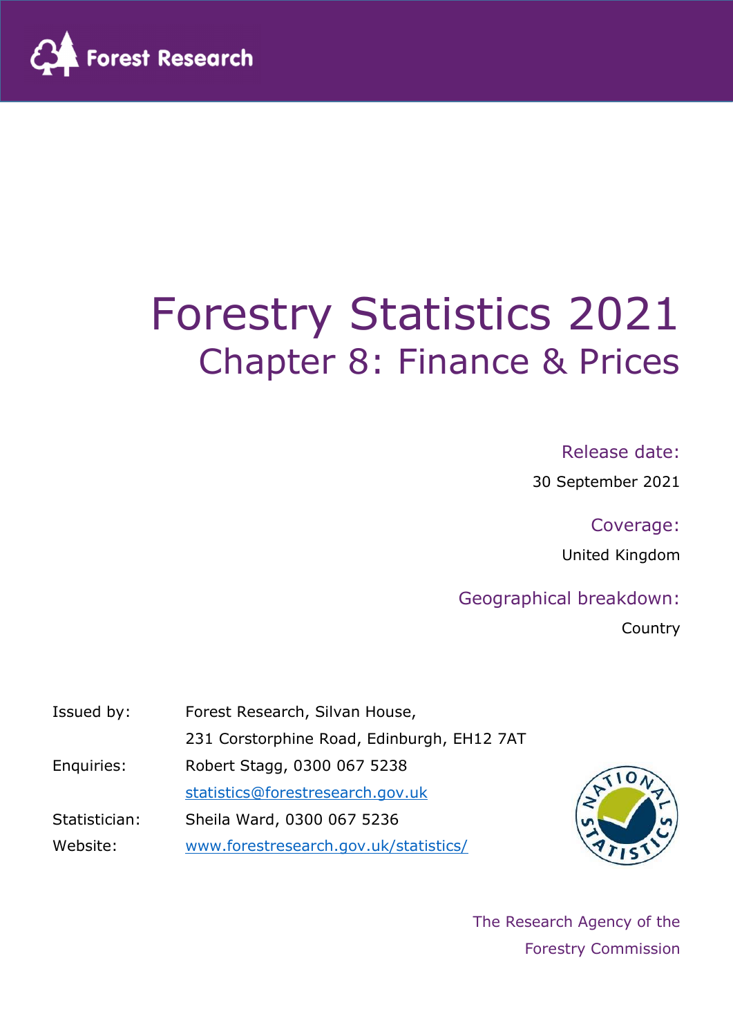Forest Research

# Forestry Statistics 2021

## Chapter 8: Finance & Prices

Release date:

30 September 2021

Coverage:

United Kingdom

Geographical breakdown:

Country

| | |
|---|---|
| Issued by: | Forest Research, Silvan House, 231 Corstorphine Road, Edinburgh, EH12 7AT |
| Enquiries: | Robert Stagg, 0300 067 5238 |
| | statistics@forestresearch.gov.uk |
| Statistician: | Sheila Ward, 0300 067 5236 |
| Website: | www.forestresearch.gov.uk/statistics/ |

The Research Agency of the Forestry Commission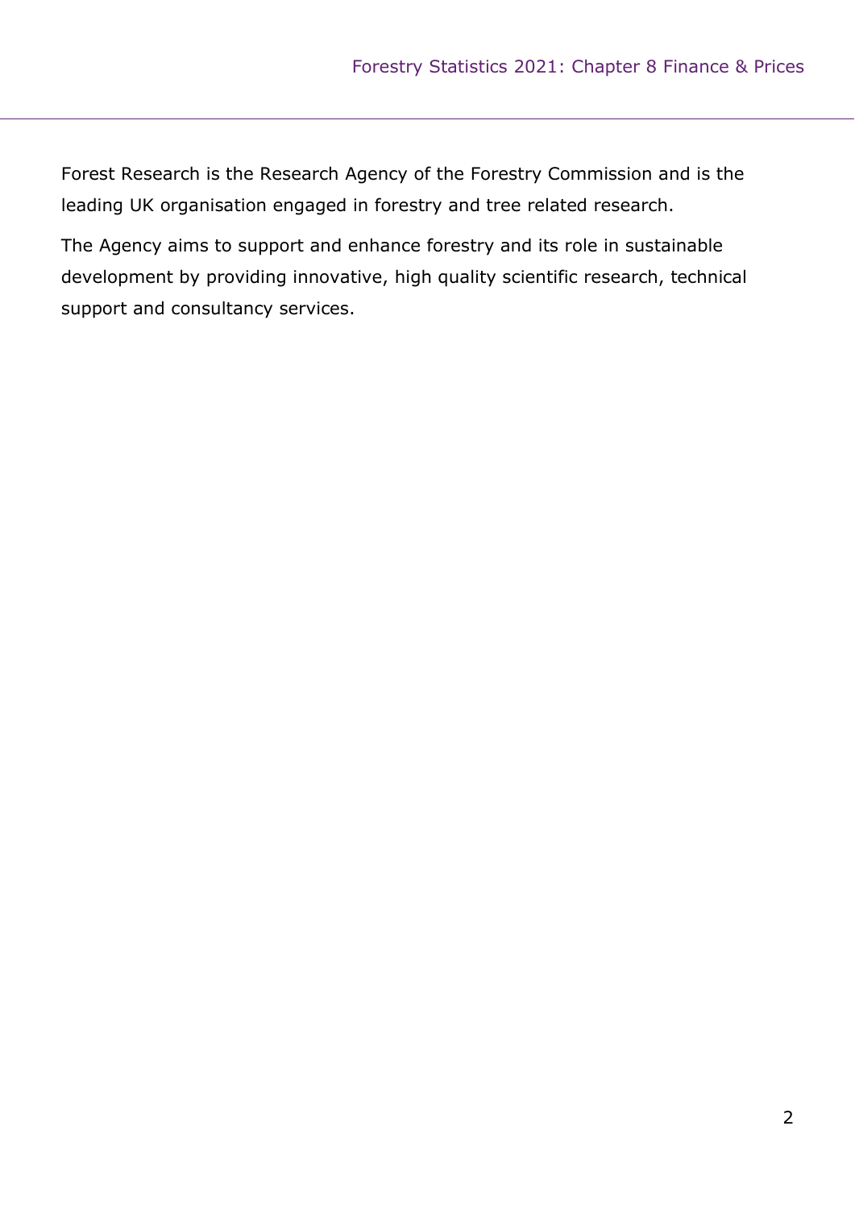Forest Research is the Research Agency of the Forestry Commission and is the leading UK organisation engaged in forestry and tree related research.

The Agency aims to support and enhance forestry and its role in sustainable development by providing innovative, high quality scientific research, technical support and consultancy services.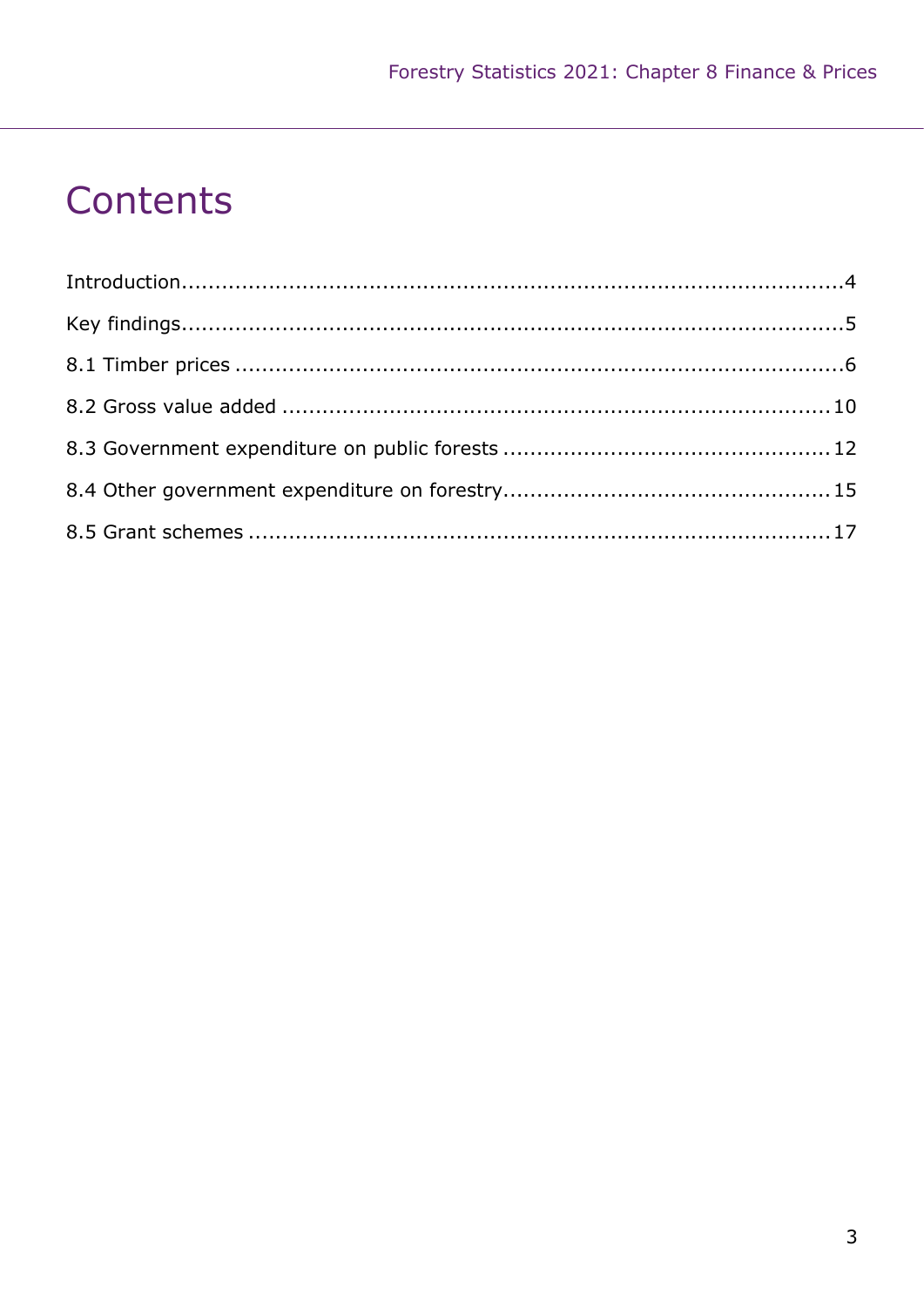# Contents

Introduction....................................................................................................4

Key findings....................................................................................................5

8.1 Timber prices ............................................................................................6

8.2 Gross value added ....................................................................................10

8.3 Government expenditure on public forests .................................................12

8.4 Other government expenditure on forestry.................................................15

8.5 Grant schemes ..........................................................................................17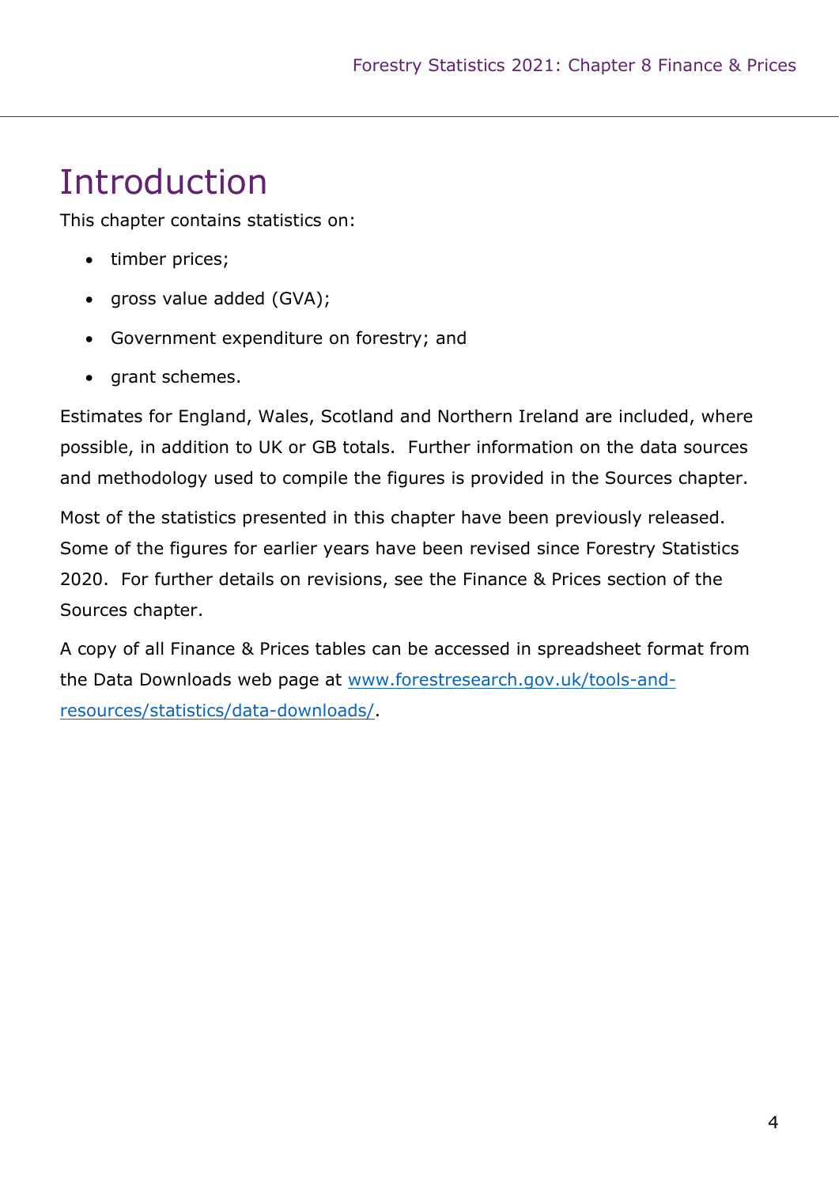# Introduction

This chapter contains statistics on:

- timber prices;
- gross value added (GVA);
- Government expenditure on forestry; and
- grant schemes.

Estimates for England, Wales, Scotland and Northern Ireland are included, where possible, in addition to UK or GB totals. Further information on the data sources and methodology used to compile the figures is provided in the Sources chapter.

Most of the statistics presented in this chapter have been previously released. Some of the figures for earlier years have been revised since Forestry Statistics 2020. For further details on revisions, see the Finance & Prices section of the Sources chapter.

A copy of all Finance & Prices tables can be accessed in spreadsheet format from the Data Downloads web page at [www.forestresearch.gov.uk/tools-and-resources/statistics/data-downloads/](www.forestresearch.gov.uk/tools-and-resources/statistics/data-downloads/).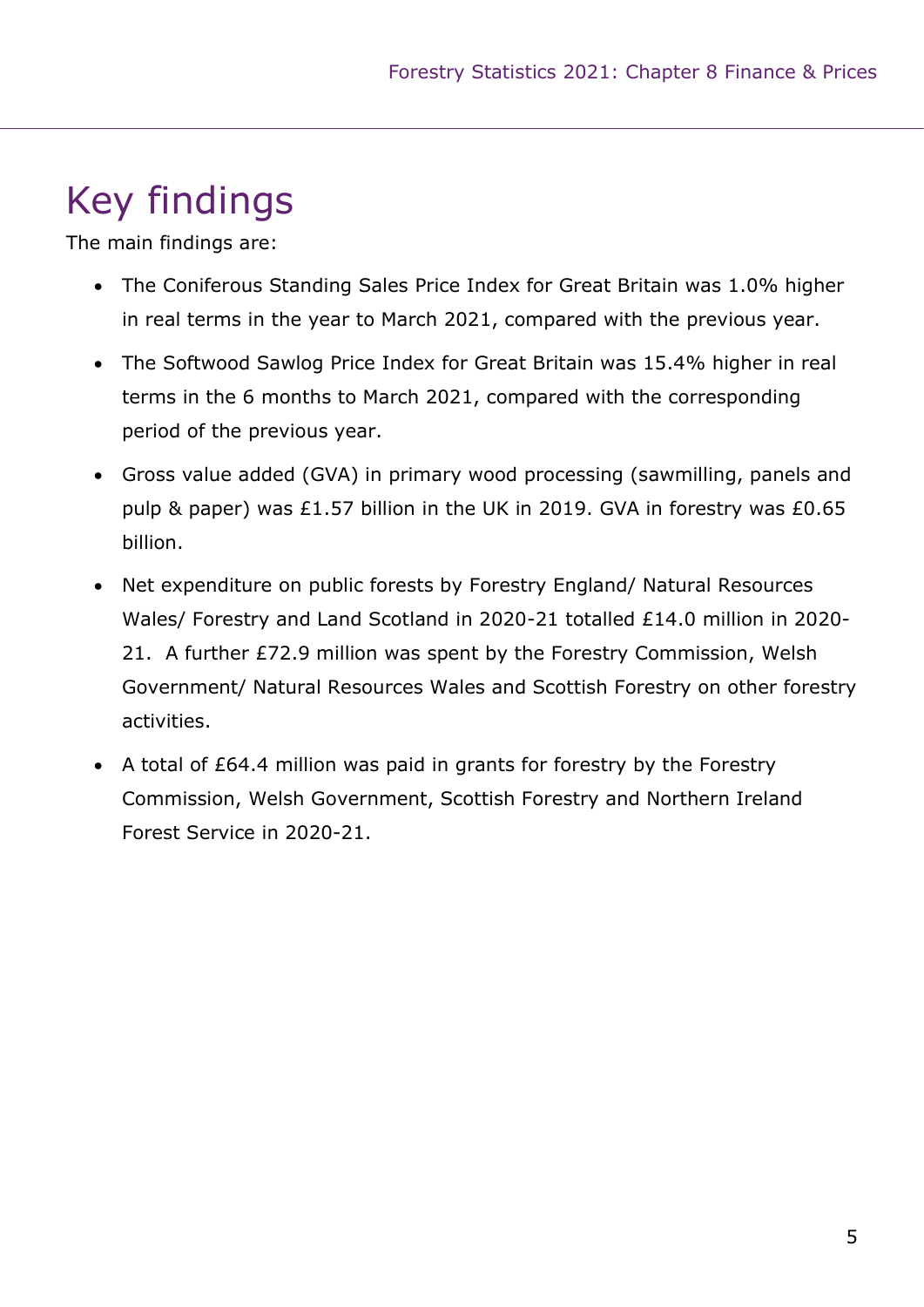# Key findings

The main findings are:

- The Coniferous Standing Sales Price Index for Great Britain was 1.0% higher in real terms in the year to March 2021, compared with the previous year.
- The Softwood Sawlog Price Index for Great Britain was 15.4% higher in real terms in the 6 months to March 2021, compared with the corresponding period of the previous year.
- Gross value added (GVA) in primary wood processing (sawmilling, panels and pulp & paper) was £1.57 billion in the UK in 2019. GVA in forestry was £0.65 billion.
- Net expenditure on public forests by Forestry England/ Natural Resources Wales/ Forestry and Land Scotland in 2020-21 totalled £14.0 million in 2020-21. A further £72.9 million was spent by the Forestry Commission, Welsh Government/ Natural Resources Wales and Scottish Forestry on other forestry activities.
- A total of £64.4 million was paid in grants for forestry by the Forestry Commission, Welsh Government, Scottish Forestry and Northern Ireland Forest Service in 2020-21.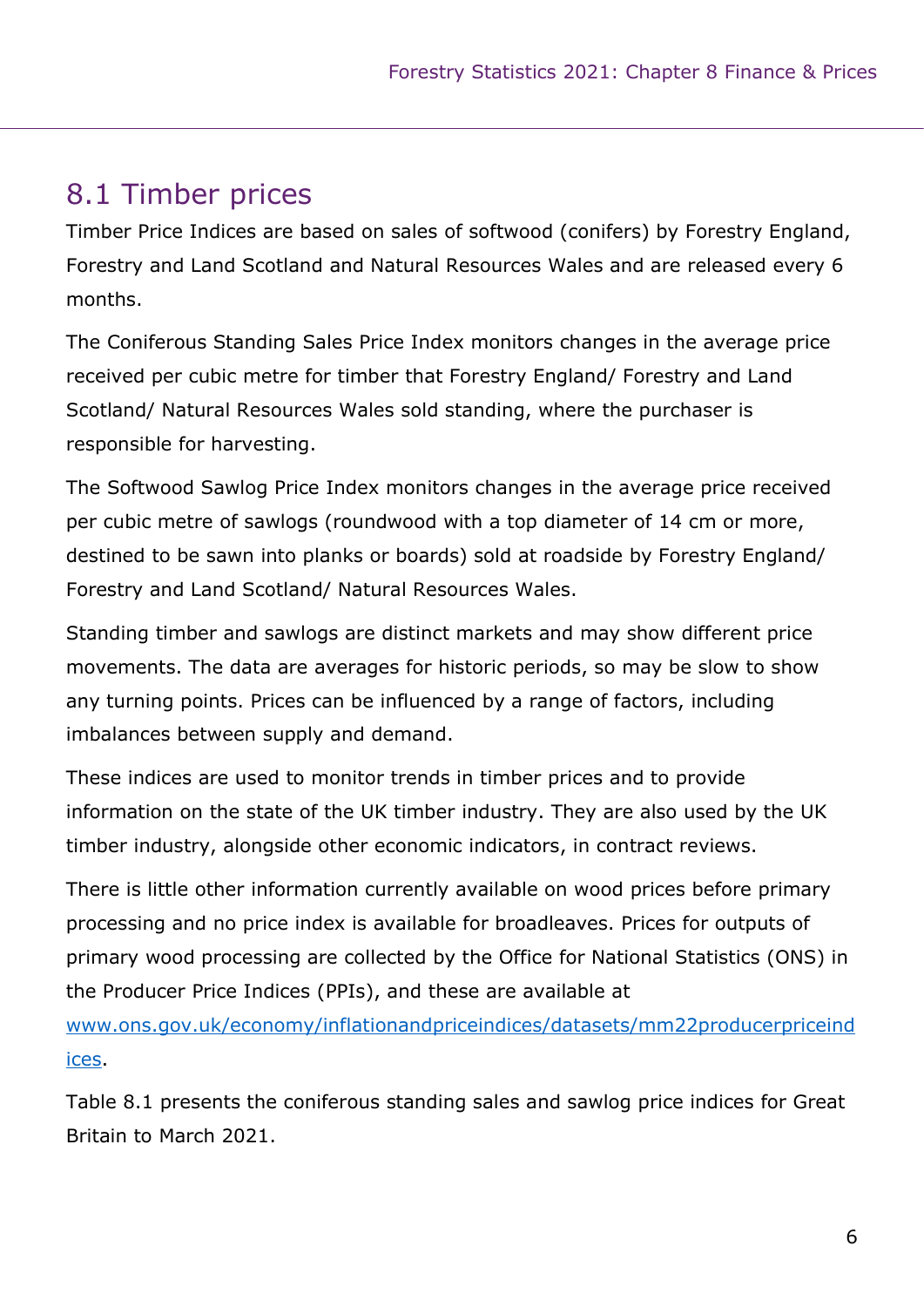## 8.1 Timber prices

Timber Price Indices are based on sales of softwood (conifers) by Forestry England, Forestry and Land Scotland and Natural Resources Wales and are released every 6 months.

The Coniferous Standing Sales Price Index monitors changes in the average price received per cubic metre for timber that Forestry England/ Forestry and Land Scotland/ Natural Resources Wales sold standing, where the purchaser is responsible for harvesting.

The Softwood Sawlog Price Index monitors changes in the average price received per cubic metre of sawlogs (roundwood with a top diameter of 14 cm or more, destined to be sawn into planks or boards) sold at roadside by Forestry England/ Forestry and Land Scotland/ Natural Resources Wales.

Standing timber and sawlogs are distinct markets and may show different price movements. The data are averages for historic periods, so may be slow to show any turning points. Prices can be influenced by a range of factors, including imbalances between supply and demand.

These indices are used to monitor trends in timber prices and to provide information on the state of the UK timber industry. They are also used by the UK timber industry, alongside other economic indicators, in contract reviews.

There is little other information currently available on wood prices before primary processing and no price index is available for broadleaves. Prices for outputs of primary wood processing are collected by the Office for National Statistics (ONS) in the Producer Price Indices (PPIs), and these are available at [www.ons.gov.uk/economy/inflationandpriceindices/datasets/mm22producerpriceindices](www.ons.gov.uk/economy/inflationandpriceindices/datasets/mm22producerpriceindices).

Table 8.1 presents the coniferous standing sales and sawlog price indices for Great Britain to March 2021.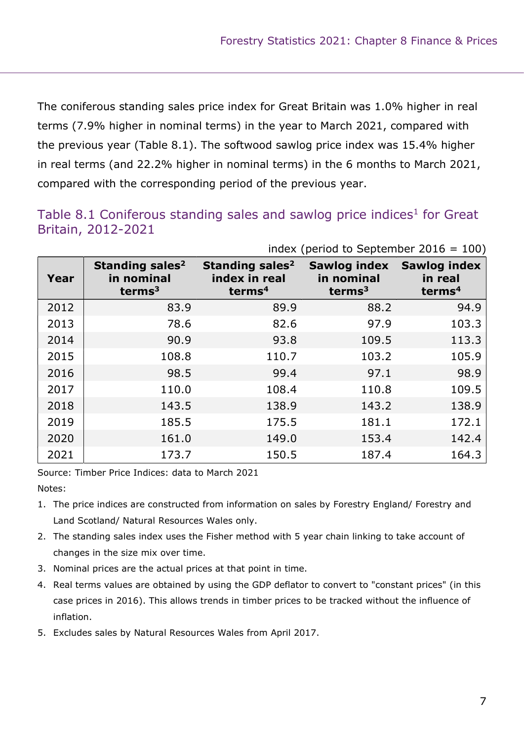The coniferous standing sales price index for Great Britain was 1.0% higher in real terms (7.9% higher in nominal terms) in the year to March 2021, compared with the previous year (Table 8.1). The softwood sawlog price index was 15.4% higher in real terms (and 22.2% higher in nominal terms) in the 6 months to March 2021, compared with the corresponding period of the previous year.

## Table 8.1 Coniferous standing sales and sawlog price indices[1] for Great Britain, 2012-2021

index (period to September 2016 = 100)

| Year | Standing sales[2] in nominal terms[3] | Standing sales[2] index in real terms[4] | Sawlog index in nominal terms[3] | Sawlog index in real terms[4] |
|---|---|---|---|---|
| 2012 | 83.9 | 89.9 | 88.2 | 94.9 |
| 2013 | 78.6 | 82.6 | 97.9 | 103.3 |
| 2014 | 90.9 | 93.8 | 109.5 | 113.3 |
| 2015 | 108.8 | 110.7 | 103.2 | 105.9 |
| 2016 | 98.5 | 99.4 | 97.1 | 98.9 |
| 2017 | 110.0 | 108.4 | 110.8 | 109.5 |
| 2018 | 143.5 | 138.9 | 143.2 | 138.9 |
| 2019 | 185.5 | 175.5 | 181.1 | 172.1 |
| 2020 | 161.0 | 149.0 | 153.4 | 142.4 |
| 2021 | 173.7 | 150.5 | 187.4 | 164.3 |

Source: Timber Price Indices: data to March 2021

Notes:

1. The price indices are constructed from information on sales by Forestry England/ Forestry and Land Scotland/ Natural Resources Wales only.
2. The standing sales index uses the Fisher method with 5 year chain linking to take account of changes in the size mix over time.
3. Nominal prices are the actual prices at that point in time.
4. Real terms values are obtained by using the GDP deflator to convert to "constant prices" (in this case prices in 2016). This allows trends in timber prices to be tracked without the influence of inflation.
5. Excludes sales by Natural Resources Wales from April 2017.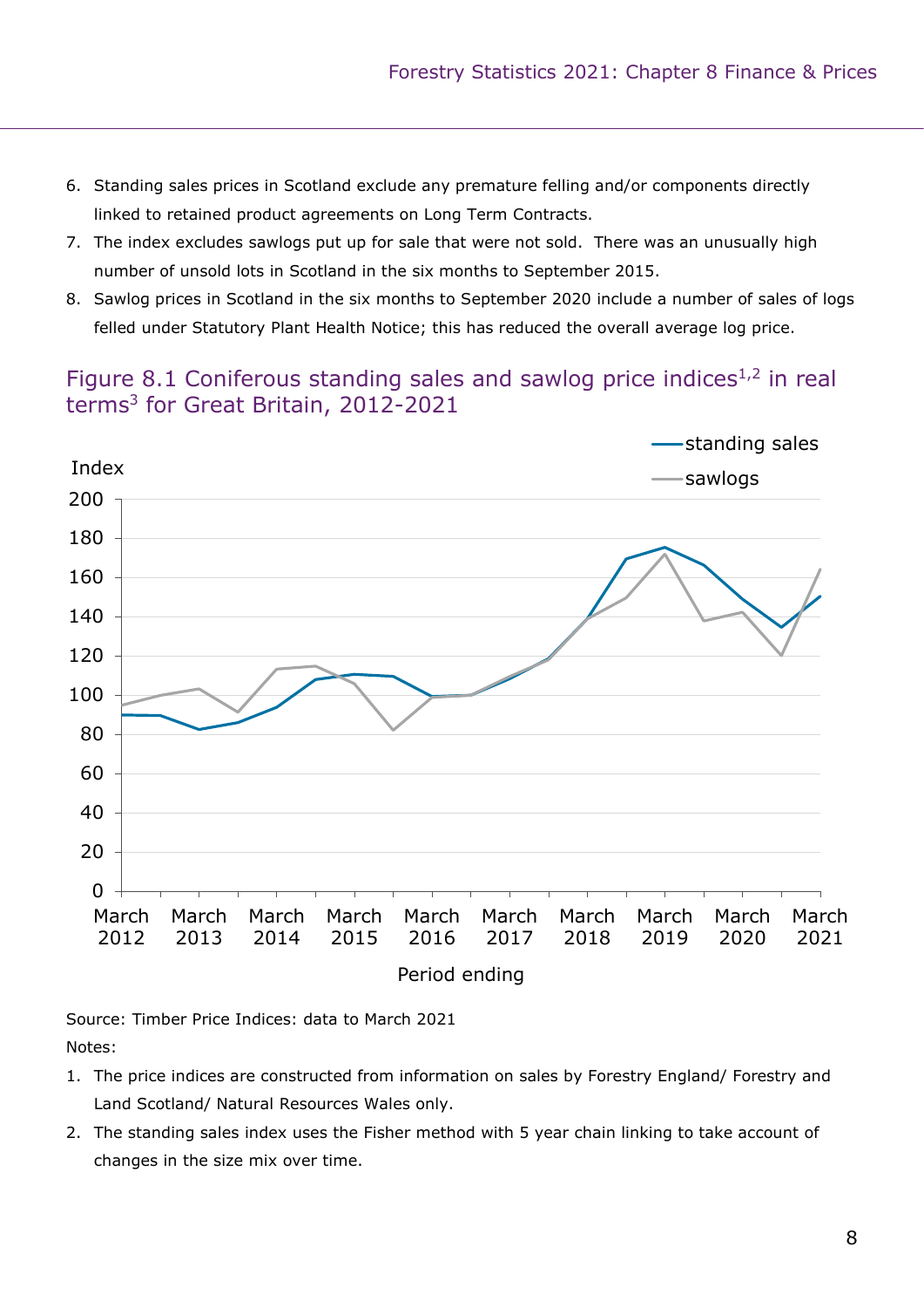6. Standing sales prices in Scotland exclude any premature felling and/or components directly linked to retained product agreements on Long Term Contracts.
7. The index excludes sawlogs put up for sale that were not sold. There was an unusually high number of unsold lots in Scotland in the six months to September 2015.
8. Sawlog prices in Scotland in the six months to September 2020 include a number of sales of logs felled under Statutory Plant Health Notice; this has reduced the overall average log price.

## Figure 8.1 Coniferous standing sales and sawlog price indices[1,2] in real terms[3] for Great Britain, 2012-2021

standing sales
sawlogs

Index

200
180
160
140
120
100
80
60
40
20
0

March 2012, March 2013, March 2014, March 2015, March 2016, March 2017, March 2018, March 2019, March 2020, March 2021

Period ending

Source: Timber Price Indices: data to March 2021

Notes:

1. The price indices are constructed from information on sales by Forestry England/ Forestry and Land Scotland/ Natural Resources Wales only.
2. The standing sales index uses the Fisher method with 5 year chain linking to take account of changes in the size mix over time.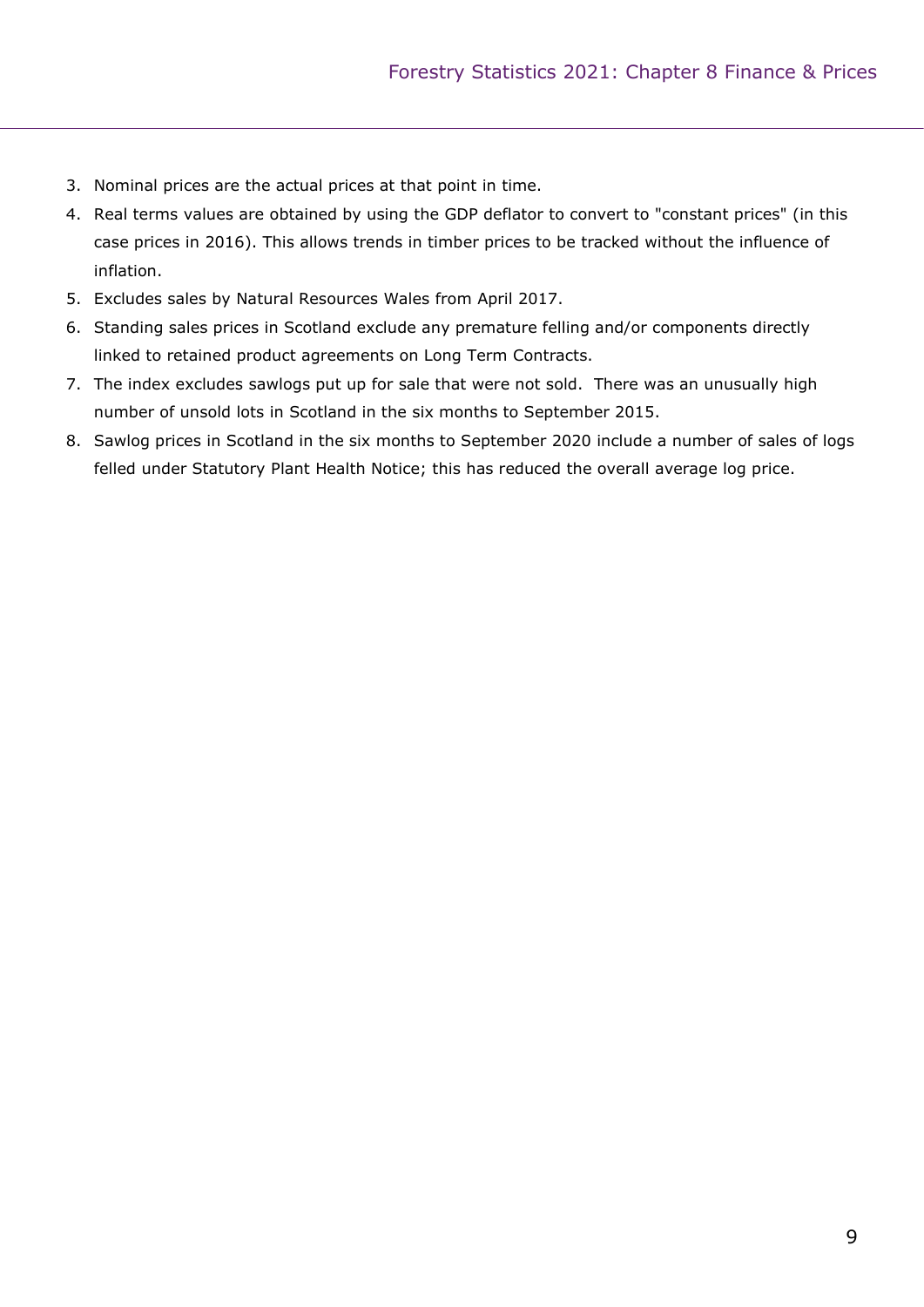3. Nominal prices are the actual prices at that point in time.
4. Real terms values are obtained by using the GDP deflator to convert to "constant prices" (in this case prices in 2016). This allows trends in timber prices to be tracked without the influence of inflation.
5. Excludes sales by Natural Resources Wales from April 2017.
6. Standing sales prices in Scotland exclude any premature felling and/or components directly linked to retained product agreements on Long Term Contracts.
7. The index excludes sawlogs put up for sale that were not sold. There was an unusually high number of unsold lots in Scotland in the six months to September 2015.
8. Sawlog prices in Scotland in the six months to September 2020 include a number of sales of logs felled under Statutory Plant Health Notice; this has reduced the overall average log price.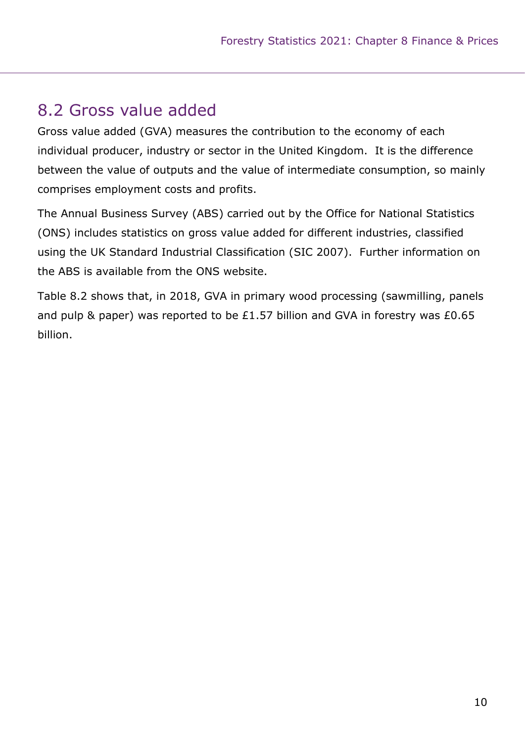## 8.2 Gross value added

Gross value added (GVA) measures the contribution to the economy of each individual producer, industry or sector in the United Kingdom. It is the difference between the value of outputs and the value of intermediate consumption, so mainly comprises employment costs and profits.

The Annual Business Survey (ABS) carried out by the Office for National Statistics (ONS) includes statistics on gross value added for different industries, classified using the UK Standard Industrial Classification (SIC 2007). Further information on the ABS is available from the ONS website.

Table 8.2 shows that, in 2018, GVA in primary wood processing (sawmilling, panels and pulp & paper) was reported to be £1.57 billion and GVA in forestry was £0.65 billion.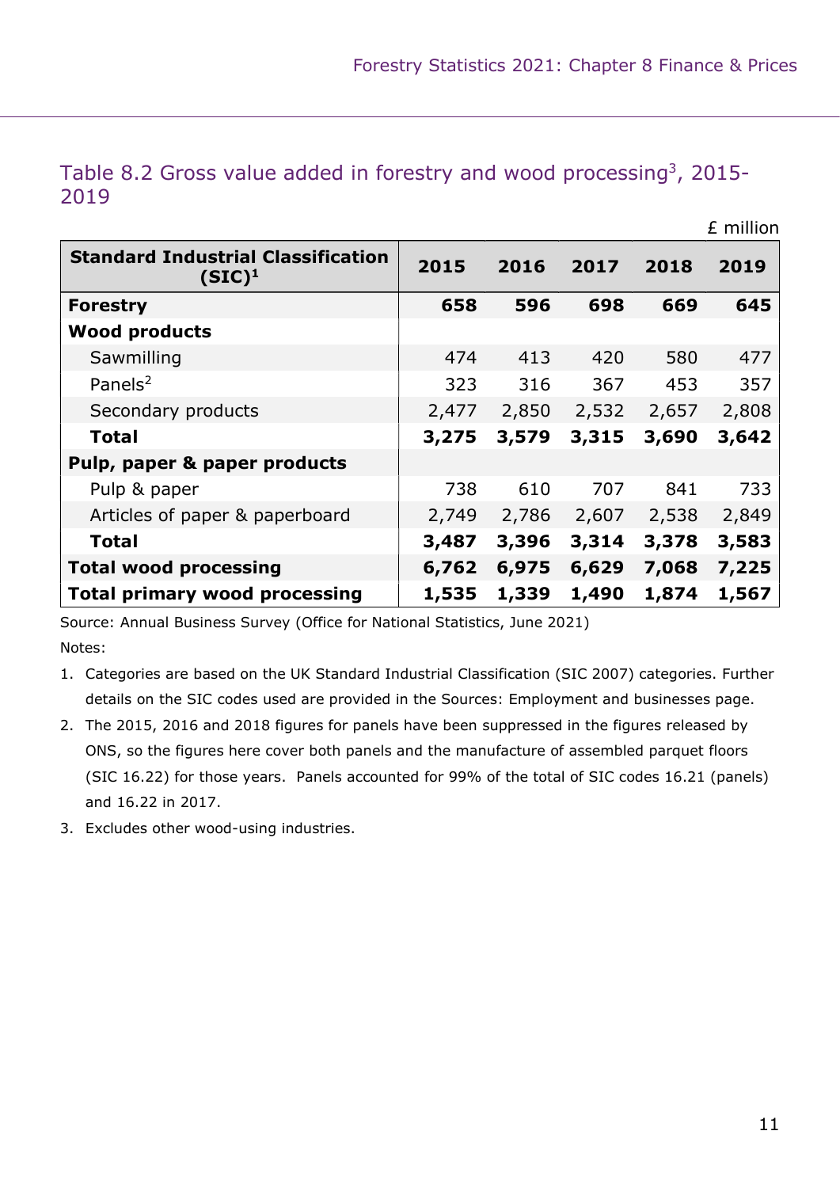## Table 8.2 Gross value added in forestry and wood processing[3], 2015-2019

£ million

| Standard Industrial Classification (SIC)[1] | 2015 | 2016 | 2017 | 2018 | 2019 |
|---|---|---|---|---|---|
| **Forestry** | **658** | **596** | **698** | **669** | **645** |
| **Wood products** | | | | | |
| Sawmilling | 474 | 413 | 420 | 580 | 477 |
| Panels[2] | 323 | 316 | 367 | 453 | 357 |
| Secondary products | 2,477 | 2,850 | 2,532 | 2,657 | 2,808 |
| **Total** | **3,275** | **3,579** | **3,315** | **3,690** | **3,642** |
| **Pulp, paper & paper products** | | | | | |
| Pulp & paper | 738 | 610 | 707 | 841 | 733 |
| Articles of paper & paperboard | 2,749 | 2,786 | 2,607 | 2,538 | 2,849 |
| **Total** | **3,487** | **3,396** | **3,314** | **3,378** | **3,583** |
| **Total wood processing** | **6,762** | **6,975** | **6,629** | **7,068** | **7,225** |
| **Total primary wood processing** | **1,535** | **1,339** | **1,490** | **1,874** | **1,567** |

Source: Annual Business Survey (Office for National Statistics, June 2021)

Notes:

1. Categories are based on the UK Standard Industrial Classification (SIC 2007) categories. Further details on the SIC codes used are provided in the Sources: Employment and businesses page.
2. The 2015, 2016 and 2018 figures for panels have been suppressed in the figures released by ONS, so the figures here cover both panels and the manufacture of assembled parquet floors (SIC 16.22) for those years. Panels accounted for 99% of the total of SIC codes 16.21 (panels) and 16.22 in 2017.
3. Excludes other wood-using industries.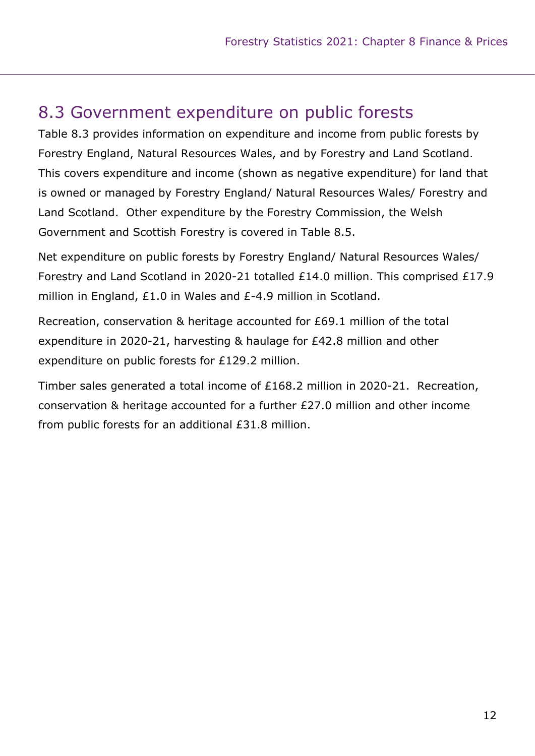## 8.3 Government expenditure on public forests

Table 8.3 provides information on expenditure and income from public forests by Forestry England, Natural Resources Wales, and by Forestry and Land Scotland. This covers expenditure and income (shown as negative expenditure) for land that is owned or managed by Forestry England/ Natural Resources Wales/ Forestry and Land Scotland. Other expenditure by the Forestry Commission, the Welsh Government and Scottish Forestry is covered in Table 8.5.

Net expenditure on public forests by Forestry England/ Natural Resources Wales/ Forestry and Land Scotland in 2020-21 totalled £14.0 million. This comprised £17.9 million in England, £1.0 in Wales and £-4.9 million in Scotland.

Recreation, conservation & heritage accounted for £69.1 million of the total expenditure in 2020-21, harvesting & haulage for £42.8 million and other expenditure on public forests for £129.2 million.

Timber sales generated a total income of £168.2 million in 2020-21. Recreation, conservation & heritage accounted for a further £27.0 million and other income from public forests for an additional £31.8 million.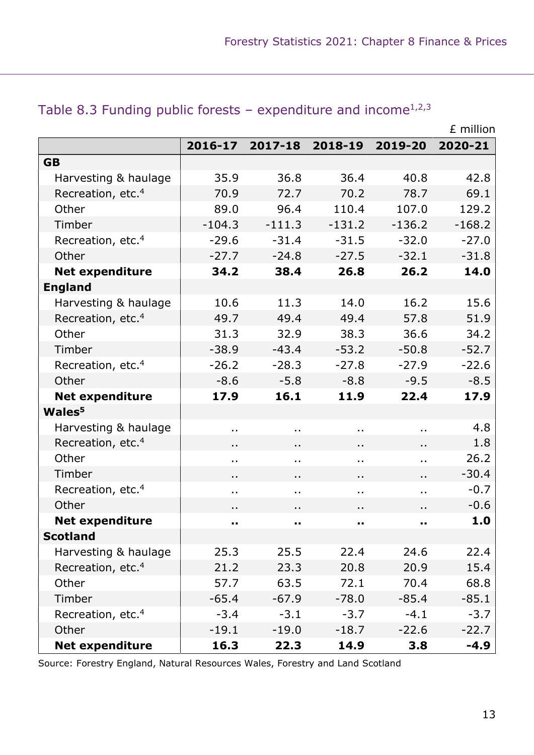## Table 8.3 Funding public forests – expenditure and income[1,2,3]

£ million

| | 2016-17 | 2017-18 | 2018-19 | 2019-20 | 2020-21 |
|---|---|---|---|---|---|
| **GB** | | | | | |
| Harvesting & haulage | 35.9 | 36.8 | 36.4 | 40.8 | 42.8 |
| Recreation, etc.[4] | 70.9 | 72.7 | 70.2 | 78.7 | 69.1 |
| Other | 89.0 | 96.4 | 110.4 | 107.0 | 129.2 |
| Timber | -104.3 | -111.3 | -131.2 | -136.2 | -168.2 |
| Recreation, etc.[4] | -29.6 | -31.4 | -31.5 | -32.0 | -27.0 |
| Other | -27.7 | -24.8 | -27.5 | -32.1 | -31.8 |
| **Net expenditure** | **34.2** | **38.4** | **26.8** | **26.2** | **14.0** |
| **England** | | | | | |
| Harvesting & haulage | 10.6 | 11.3 | 14.0 | 16.2 | 15.6 |
| Recreation, etc.[4] | 49.7 | 49.4 | 49.4 | 57.8 | 51.9 |
| Other | 31.3 | 32.9 | 38.3 | 36.6 | 34.2 |
| Timber | -38.9 | -43.4 | -53.2 | -50.8 | -52.7 |
| Recreation, etc.[4] | -26.2 | -28.3 | -27.8 | -27.9 | -22.6 |
| Other | -8.6 | -5.8 | -8.8 | -9.5 | -8.5 |
| **Net expenditure** | **17.9** | **16.1** | **11.9** | **22.4** | **17.9** |
| **Wales[5]** | | | | | |
| Harvesting & haulage | .. | .. | .. | .. | 4.8 |
| Recreation, etc.[4] | .. | .. | .. | .. | 1.8 |
| Other | .. | .. | .. | .. | 26.2 |
| Timber | .. | .. | .. | .. | -30.4 |
| Recreation, etc.[4] | .. | .. | .. | .. | -0.7 |
| Other | .. | .. | .. | .. | -0.6 |
| **Net expenditure** | **..** | **..** | **..** | **..** | **1.0** |
| **Scotland** | | | | | |
| Harvesting & haulage | 25.3 | 25.5 | 22.4 | 24.6 | 22.4 |
| Recreation, etc.[4] | 21.2 | 23.3 | 20.8 | 20.9 | 15.4 |
| Other | 57.7 | 63.5 | 72.1 | 70.4 | 68.8 |
| Timber | -65.4 | -67.9 | -78.0 | -85.4 | -85.1 |
| Recreation, etc.[4] | -3.4 | -3.1 | -3.7 | -4.1 | -3.7 |
| Other | -19.1 | -19.0 | -18.7 | -22.6 | -22.7 |
| **Net expenditure** | **16.3** | **22.3** | **14.9** | **3.8** | **-4.9** |

Source: Forestry England, Natural Resources Wales, Forestry and Land Scotland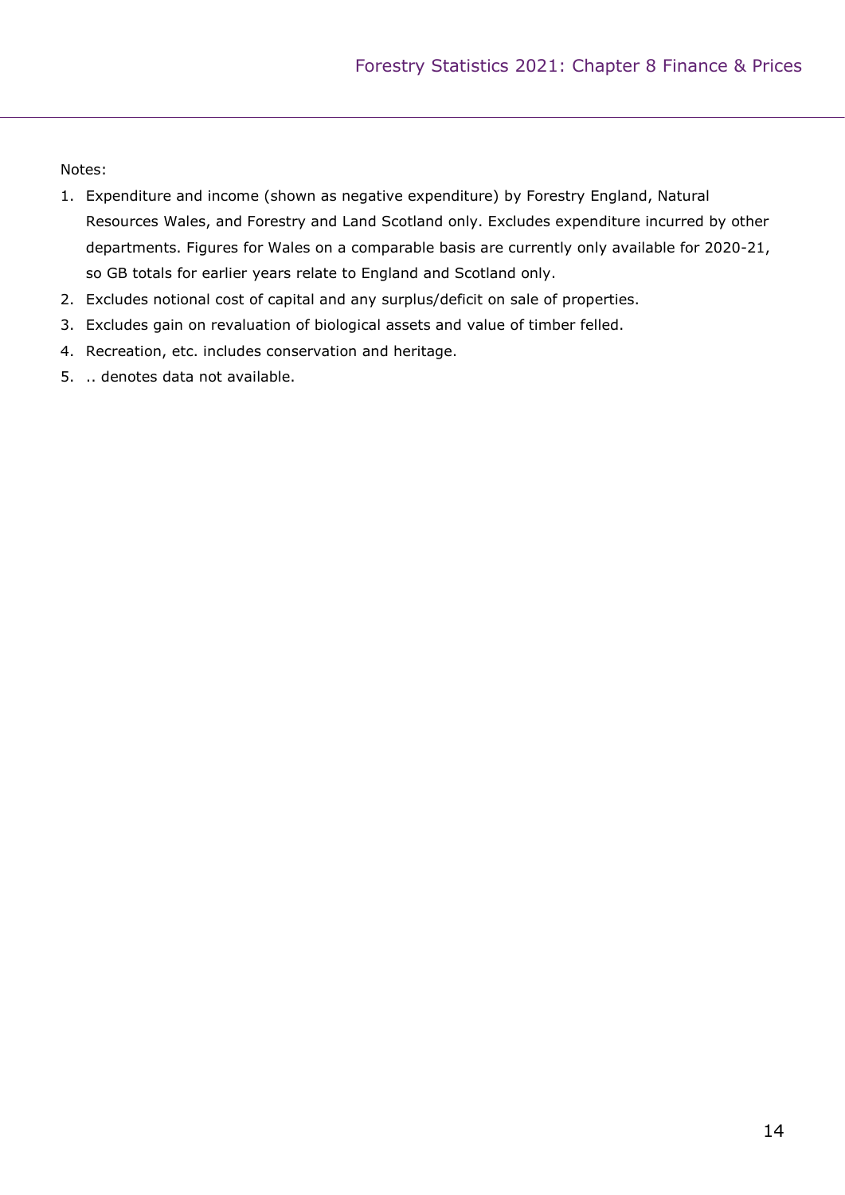Notes:

1. Expenditure and income (shown as negative expenditure) by Forestry England, Natural Resources Wales, and Forestry and Land Scotland only. Excludes expenditure incurred by other departments. Figures for Wales on a comparable basis are currently only available for 2020-21, so GB totals for earlier years relate to England and Scotland only.
2. Excludes notional cost of capital and any surplus/deficit on sale of properties.
3. Excludes gain on revaluation of biological assets and value of timber felled.
4. Recreation, etc. includes conservation and heritage.
5. .. denotes data not available.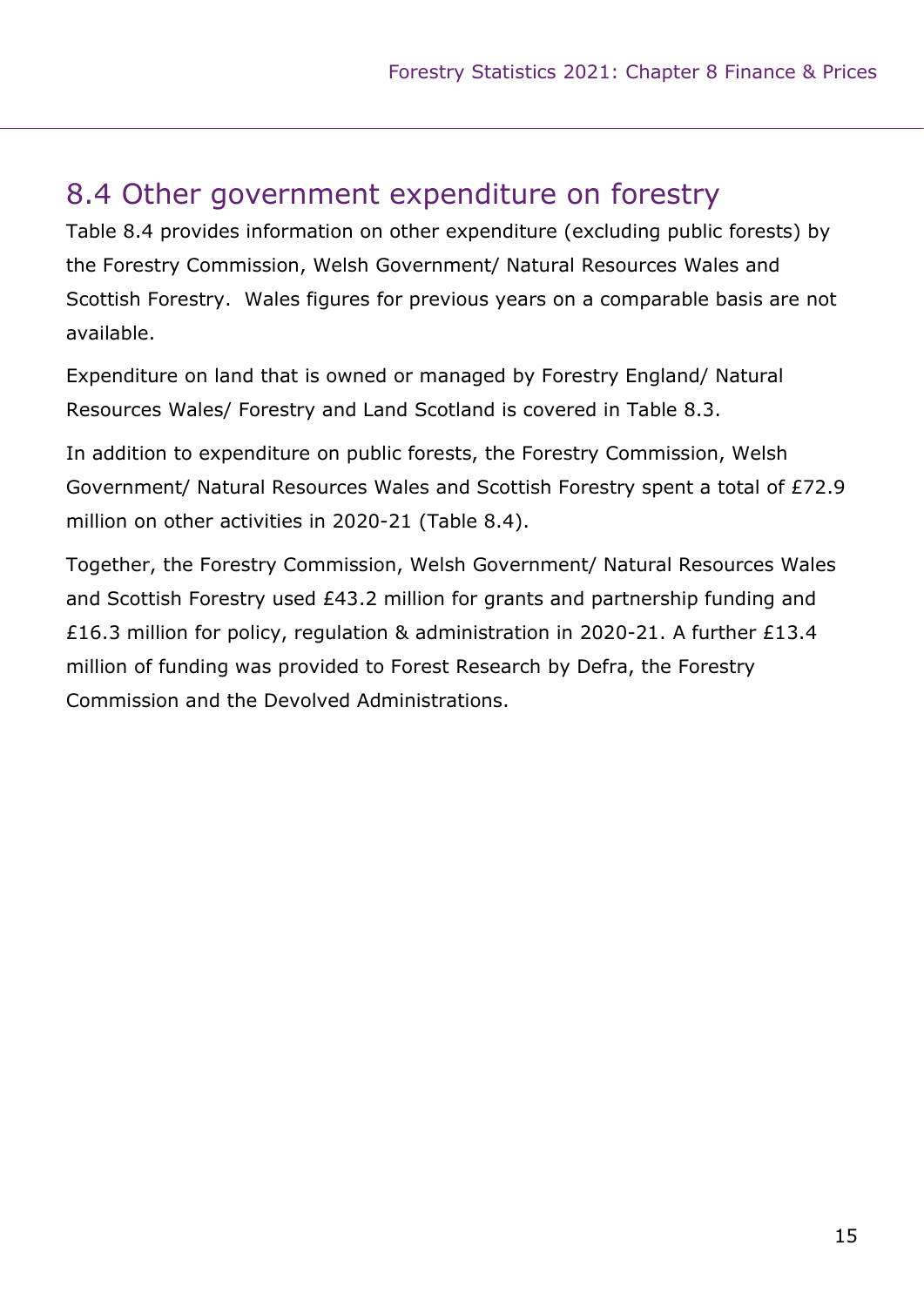## 8.4 Other government expenditure on forestry

Table 8.4 provides information on other expenditure (excluding public forests) by the Forestry Commission, Welsh Government/ Natural Resources Wales and Scottish Forestry.  Wales figures for previous years on a comparable basis are not available.

Expenditure on land that is owned or managed by Forestry England/ Natural Resources Wales/ Forestry and Land Scotland is covered in Table 8.3.

In addition to expenditure on public forests, the Forestry Commission, Welsh Government/ Natural Resources Wales and Scottish Forestry spent a total of £72.9 million on other activities in 2020-21 (Table 8.4).

Together, the Forestry Commission, Welsh Government/ Natural Resources Wales and Scottish Forestry used £43.2 million for grants and partnership funding and £16.3 million for policy, regulation & administration in 2020-21. A further £13.4 million of funding was provided to Forest Research by Defra, the Forestry Commission and the Devolved Administrations.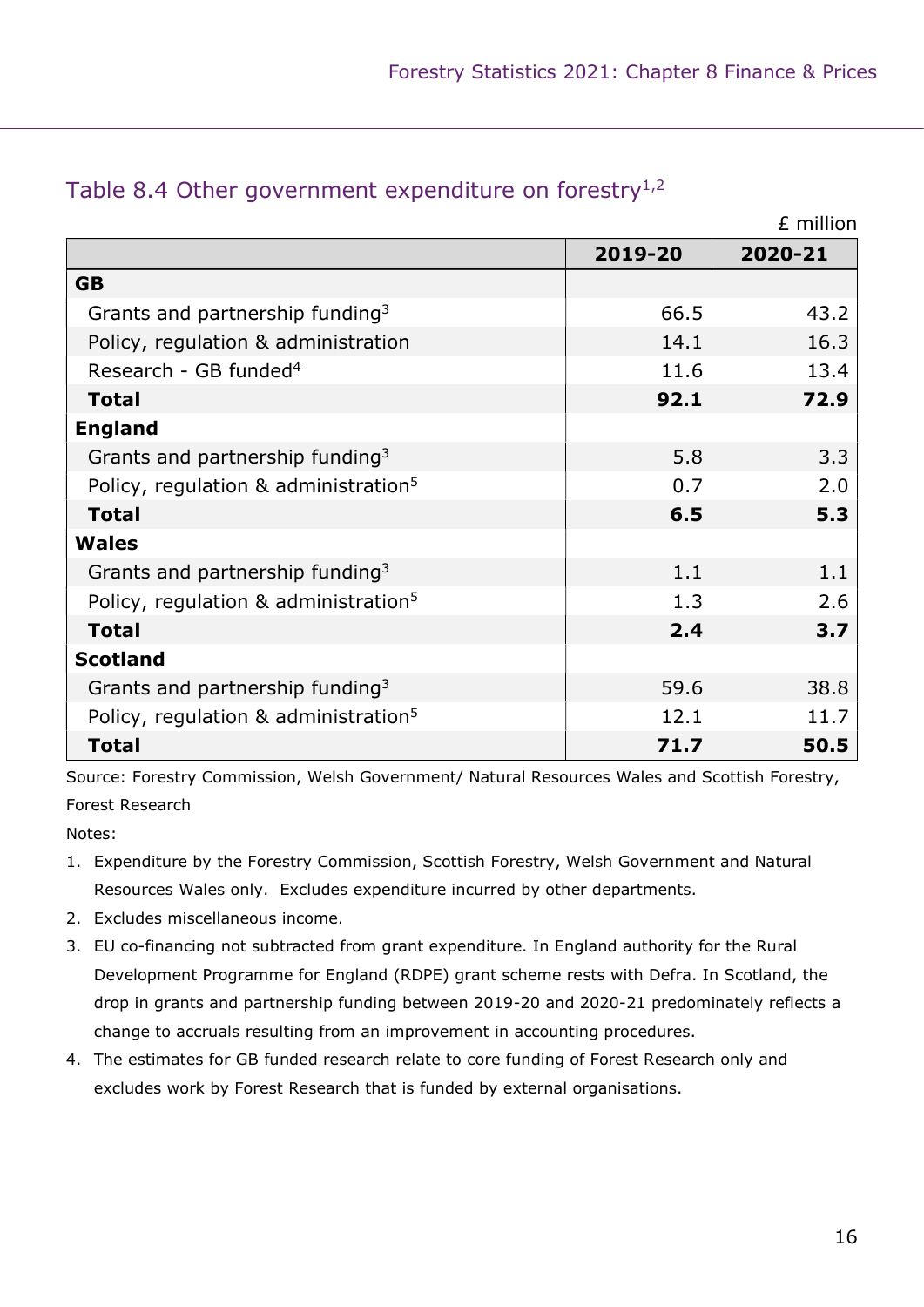## Table 8.4 Other government expenditure on forestry[1,2]

£ million

| | 2019-20 | 2020-21 |
|---|---|---|
| **GB** | | |
| Grants and partnership funding[3] | 66.5 | 43.2 |
| Policy, regulation & administration | 14.1 | 16.3 |
| Research - GB funded[4] | 11.6 | 13.4 |
| **Total** | **92.1** | **72.9** |
| **England** | | |
| Grants and partnership funding[3] | 5.8 | 3.3 |
| Policy, regulation & administration[5] | 0.7 | 2.0 |
| **Total** | **6.5** | **5.3** |
| **Wales** | | |
| Grants and partnership funding[3] | 1.1 | 1.1 |
| Policy, regulation & administration[5] | 1.3 | 2.6 |
| **Total** | **2.4** | **3.7** |
| **Scotland** | | |
| Grants and partnership funding[3] | 59.6 | 38.8 |
| Policy, regulation & administration[5] | 12.1 | 11.7 |
| **Total** | **71.7** | **50.5** |

Source: Forestry Commission, Welsh Government/ Natural Resources Wales and Scottish Forestry, Forest Research

Notes:

1. Expenditure by the Forestry Commission, Scottish Forestry, Welsh Government and Natural Resources Wales only. Excludes expenditure incurred by other departments.
2. Excludes miscellaneous income.
3. EU co-financing not subtracted from grant expenditure. In England authority for the Rural Development Programme for England (RDPE) grant scheme rests with Defra. In Scotland, the drop in grants and partnership funding between 2019-20 and 2020-21 predominately reflects a change to accruals resulting from an improvement in accounting procedures.
4. The estimates for GB funded research relate to core funding of Forest Research only and excludes work by Forest Research that is funded by external organisations.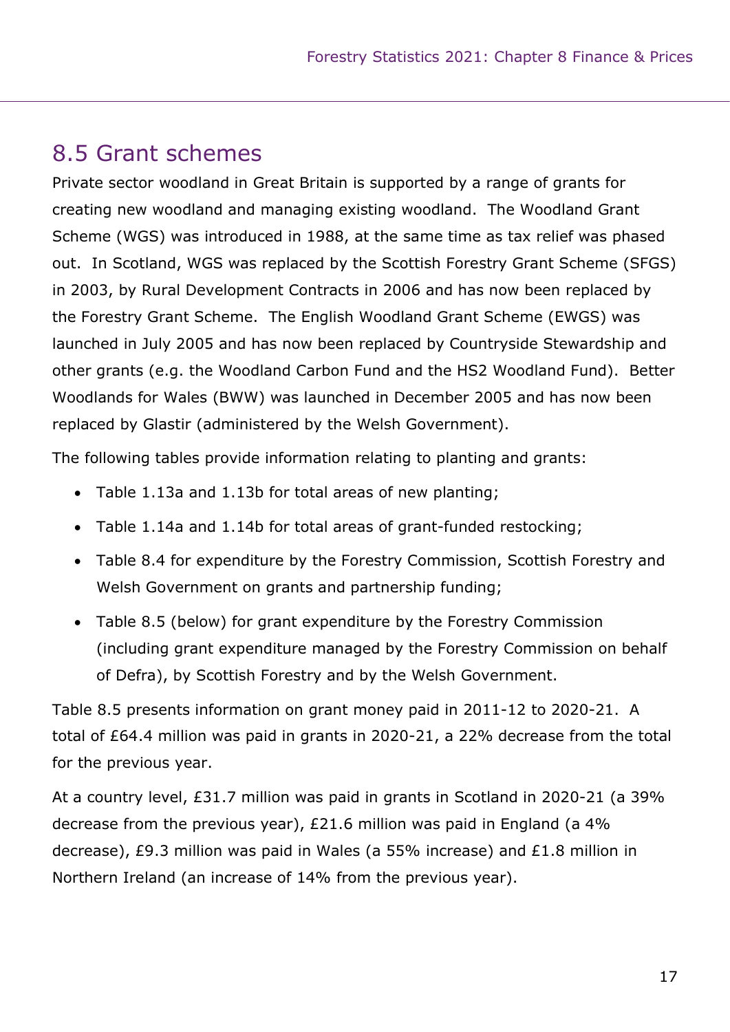## 8.5 Grant schemes

Private sector woodland in Great Britain is supported by a range of grants for creating new woodland and managing existing woodland. The Woodland Grant Scheme (WGS) was introduced in 1988, at the same time as tax relief was phased out. In Scotland, WGS was replaced by the Scottish Forestry Grant Scheme (SFGS) in 2003, by Rural Development Contracts in 2006 and has now been replaced by the Forestry Grant Scheme. The English Woodland Grant Scheme (EWGS) was launched in July 2005 and has now been replaced by Countryside Stewardship and other grants (e.g. the Woodland Carbon Fund and the HS2 Woodland Fund). Better Woodlands for Wales (BWW) was launched in December 2005 and has now been replaced by Glastir (administered by the Welsh Government).

The following tables provide information relating to planting and grants:

- Table 1.13a and 1.13b for total areas of new planting;
- Table 1.14a and 1.14b for total areas of grant-funded restocking;
- Table 8.4 for expenditure by the Forestry Commission, Scottish Forestry and Welsh Government on grants and partnership funding;
- Table 8.5 (below) for grant expenditure by the Forestry Commission (including grant expenditure managed by the Forestry Commission on behalf of Defra), by Scottish Forestry and by the Welsh Government.

Table 8.5 presents information on grant money paid in 2011-12 to 2020-21. A total of £64.4 million was paid in grants in 2020-21, a 22% decrease from the total for the previous year.

At a country level, £31.7 million was paid in grants in Scotland in 2020-21 (a 39% decrease from the previous year), £21.6 million was paid in England (a 4% decrease), £9.3 million was paid in Wales (a 55% increase) and £1.8 million in Northern Ireland (an increase of 14% from the previous year).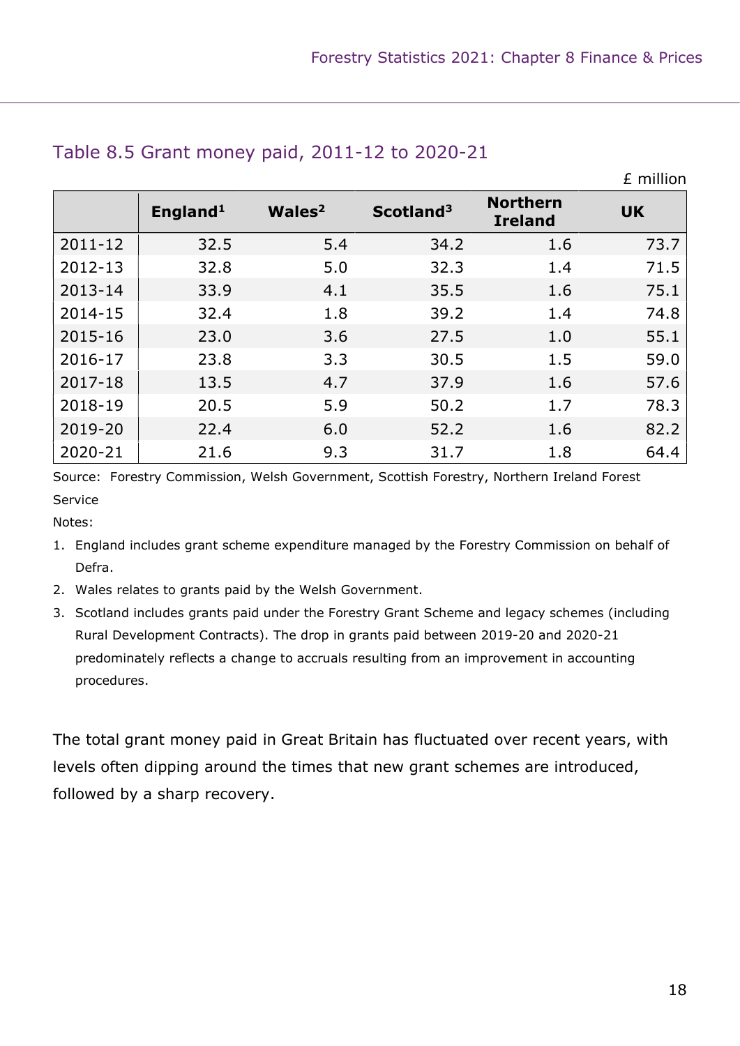## Table 8.5 Grant money paid, 2011-12 to 2020-21

£ million

| | England[1] | Wales[2] | Scotland[3] | Northern Ireland | UK |
|---|---|---|---|---|---|
| 2011-12 | 32.5 | 5.4 | 34.2 | 1.6 | 73.7 |
| 2012-13 | 32.8 | 5.0 | 32.3 | 1.4 | 71.5 |
| 2013-14 | 33.9 | 4.1 | 35.5 | 1.6 | 75.1 |
| 2014-15 | 32.4 | 1.8 | 39.2 | 1.4 | 74.8 |
| 2015-16 | 23.0 | 3.6 | 27.5 | 1.0 | 55.1 |
| 2016-17 | 23.8 | 3.3 | 30.5 | 1.5 | 59.0 |
| 2017-18 | 13.5 | 4.7 | 37.9 | 1.6 | 57.6 |
| 2018-19 | 20.5 | 5.9 | 50.2 | 1.7 | 78.3 |
| 2019-20 | 22.4 | 6.0 | 52.2 | 1.6 | 82.2 |
| 2020-21 | 21.6 | 9.3 | 31.7 | 1.8 | 64.4 |

Source: Forestry Commission, Welsh Government, Scottish Forestry, Northern Ireland Forest Service

Notes:

1. England includes grant scheme expenditure managed by the Forestry Commission on behalf of Defra.
2. Wales relates to grants paid by the Welsh Government.
3. Scotland includes grants paid under the Forestry Grant Scheme and legacy schemes (including Rural Development Contracts). The drop in grants paid between 2019-20 and 2020-21 predominately reflects a change to accruals resulting from an improvement in accounting procedures.

The total grant money paid in Great Britain has fluctuated over recent years, with levels often dipping around the times that new grant schemes are introduced, followed by a sharp recovery.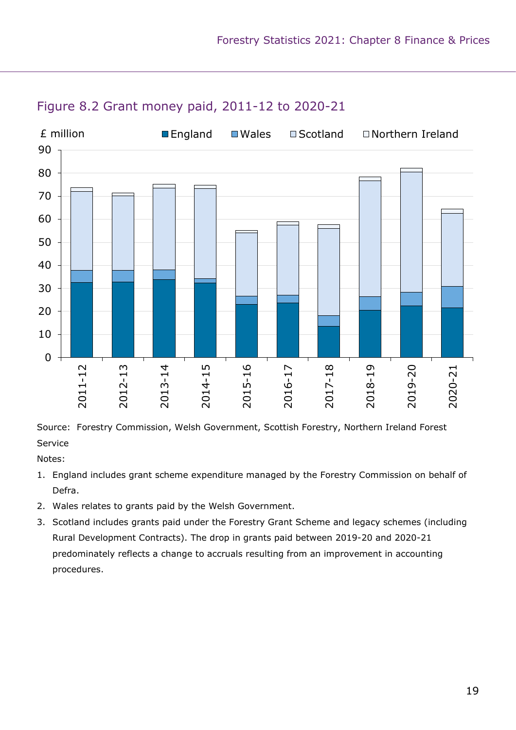## Figure 8.2 Grant money paid, 2011-12 to 2020-21

£ million

England Wales Scotland Northern Ireland

90
80
70
60
50
40
30
20
10
0

2011-12
2012-13
2013-14
2014-15
2015-16
2016-17
2017-18
2018-19
2019-20
2020-21

Source: Forestry Commission, Welsh Government, Scottish Forestry, Northern Ireland Forest Service

Notes:

1. England includes grant scheme expenditure managed by the Forestry Commission on behalf of Defra.
2. Wales relates to grants paid by the Welsh Government.
3. Scotland includes grants paid under the Forestry Grant Scheme and legacy schemes (including Rural Development Contracts). The drop in grants paid between 2019-20 and 2020-21 predominately reflects a change to accruals resulting from an improvement in accounting procedures.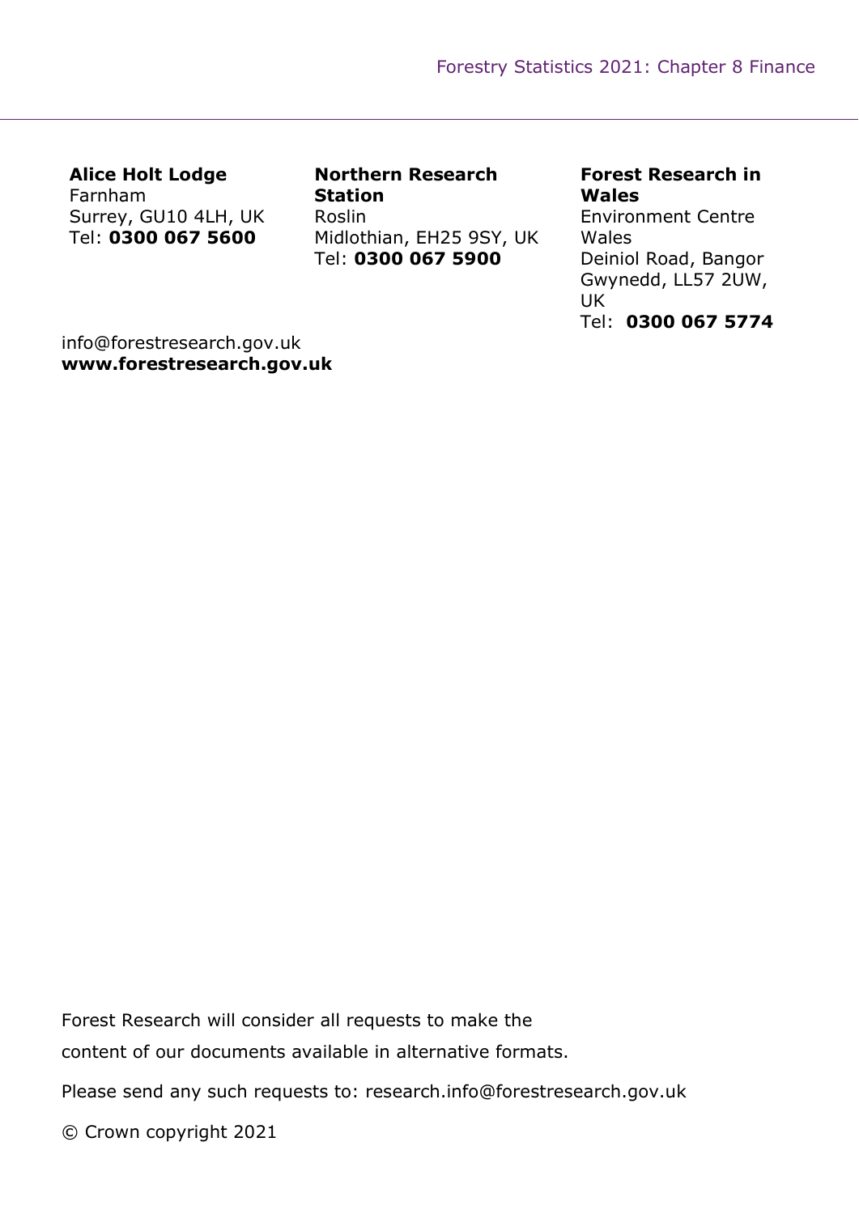**Alice Holt Lodge**
Farnham
Surrey, GU10 4LH, UK
Tel: **0300 067 5600**

**Northern Research Station**
Roslin
Midlothian, EH25 9SY, UK
Tel: **0300 067 5900**

**Forest Research in Wales**
Environment Centre Wales
Deiniol Road, Bangor
Gwynedd, LL57 2UW, UK
Tel: **0300 067 5774**

info@forestresearch.gov.uk
**www.forestresearch.gov.uk**

Forest Research will consider all requests to make the content of our documents available in alternative formats.

Please send any such requests to: research.info@forestresearch.gov.uk

© Crown copyright 2021